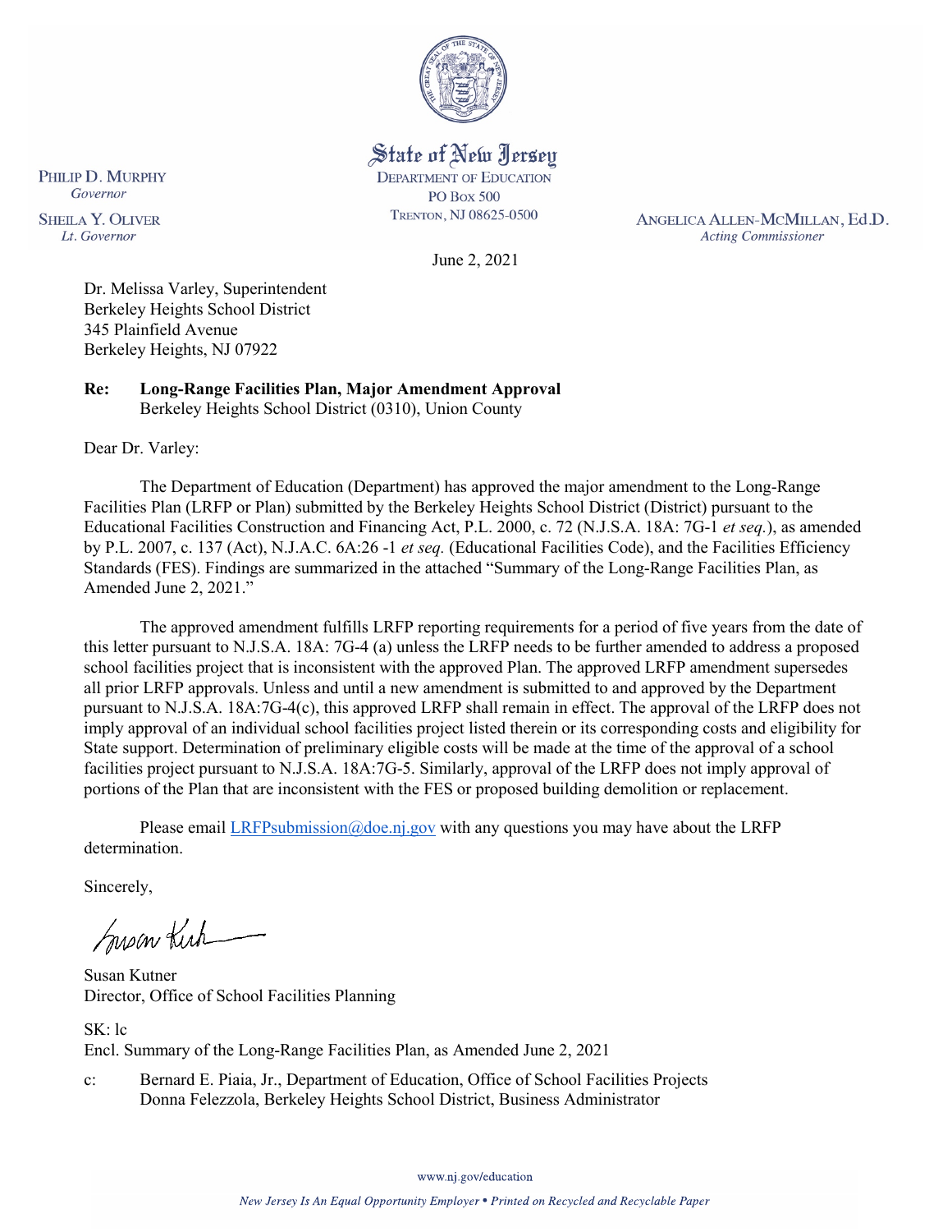State of New Jersey
DEPARTMENT OF EDUCATION
PO Box 500
TRENTON, NJ 08625-0500

PHILIP D. MURPHY
*Governor*

SHEILA Y. OLIVER
*Lt. Governor*

ANGELICA ALLEN-MCMILLAN, Ed.D.
*Acting Commissioner*

June 2, 2021

Dr. Melissa Varley, Superintendent
Berkeley Heights School District
345 Plainfield Avenue
Berkeley Heights, NJ 07922

**Re: Long-Range Facilities Plan, Major Amendment Approval**
Berkeley Heights School District (0310), Union County

Dear Dr. Varley:

The Department of Education (Department) has approved the major amendment to the Long-Range Facilities Plan (LRFP or Plan) submitted by the Berkeley Heights School District (District) pursuant to the Educational Facilities Construction and Financing Act, P.L. 2000, c. 72 (N.J.S.A. 18A: 7G-1 *et seq.*), as amended by P.L. 2007, c. 137 (Act), N.J.A.C. 6A:26 -1 *et seq.* (Educational Facilities Code), and the Facilities Efficiency Standards (FES). Findings are summarized in the attached "Summary of the Long-Range Facilities Plan, as Amended June 2, 2021."

The approved amendment fulfills LRFP reporting requirements for a period of five years from the date of this letter pursuant to N.J.S.A. 18A: 7G-4 (a) unless the LRFP needs to be further amended to address a proposed school facilities project that is inconsistent with the approved Plan. The approved LRFP amendment supersedes all prior LRFP approvals. Unless and until a new amendment is submitted to and approved by the Department pursuant to N.J.S.A. 18A:7G-4(c), this approved LRFP shall remain in effect. The approval of the LRFP does not imply approval of an individual school facilities project listed therein or its corresponding costs and eligibility for State support. Determination of preliminary eligible costs will be made at the time of the approval of a school facilities project pursuant to N.J.S.A. 18A:7G-5. Similarly, approval of the LRFP does not imply approval of portions of the Plan that are inconsistent with the FES or proposed building demolition or replacement.

Please email LRFPsubmission@doe.nj.gov with any questions you may have about the LRFP determination.

Sincerely,

Susan Kutner
Director, Office of School Facilities Planning

SK: lc
Encl. Summary of the Long-Range Facilities Plan, as Amended June 2, 2021

c: Bernard E. Piaia, Jr., Department of Education, Office of School Facilities Projects
Donna Felezzola, Berkeley Heights School District, Business Administrator

www.nj.gov/education

*New Jersey Is An Equal Opportunity Employer • Printed on Recycled and Recyclable Paper*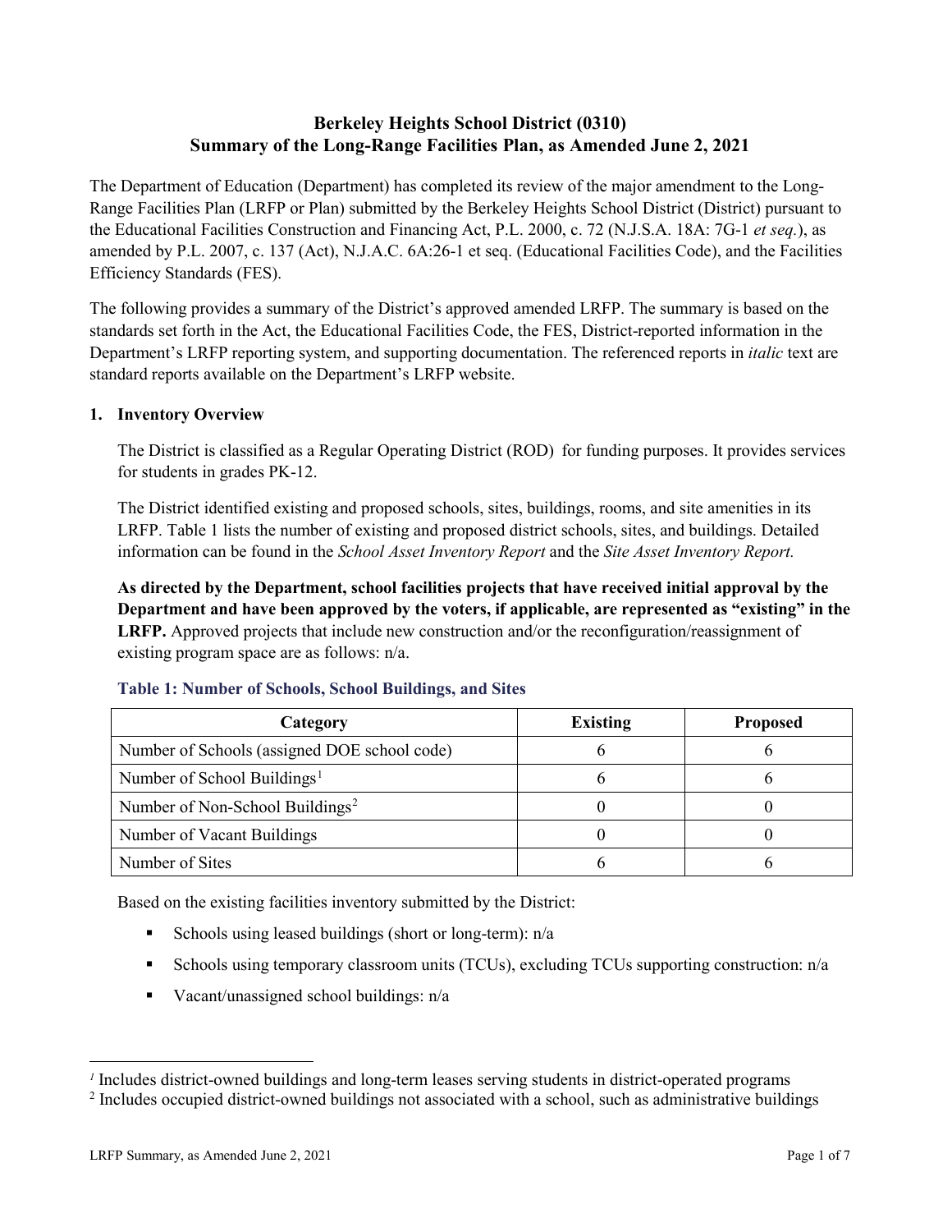# Berkeley Heights School District (0310)
# Summary of the Long-Range Facilities Plan, as Amended June 2, 2021

The Department of Education (Department) has completed its review of the major amendment to the Long-Range Facilities Plan (LRFP or Plan) submitted by the Berkeley Heights School District (District) pursuant to the Educational Facilities Construction and Financing Act, P.L. 2000, c. 72 (N.J.S.A. 18A: 7G-1 *et seq.*), as amended by P.L. 2007, c. 137 (Act), N.J.A.C. 6A:26-1 et seq. (Educational Facilities Code), and the Facilities Efficiency Standards (FES).

The following provides a summary of the District's approved amended LRFP. The summary is based on the standards set forth in the Act, the Educational Facilities Code, the FES, District-reported information in the Department's LRFP reporting system, and supporting documentation. The referenced reports in *italic* text are standard reports available on the Department's LRFP website.

## 1. Inventory Overview

The District is classified as a Regular Operating District (ROD) for funding purposes. It provides services for students in grades PK-12.

The District identified existing and proposed schools, sites, buildings, rooms, and site amenities in its LRFP. Table 1 lists the number of existing and proposed district schools, sites, and buildings. Detailed information can be found in the *School Asset Inventory Report* and the *Site Asset Inventory Report.*

**As directed by the Department, school facilities projects that have received initial approval by the Department and have been approved by the voters, if applicable, are represented as "existing" in the LRFP.** Approved projects that include new construction and/or the reconfiguration/reassignment of existing program space are as follows: n/a.

### Table 1: Number of Schools, School Buildings, and Sites

| Category | Existing | Proposed |
|---|---|---|
| Number of Schools (assigned DOE school code) | 6 | 6 |
| Number of School Buildings[1] | 6 | 6 |
| Number of Non-School Buildings[2] | 0 | 0 |
| Number of Vacant Buildings | 0 | 0 |
| Number of Sites | 6 | 6 |

Based on the existing facilities inventory submitted by the District:

- Schools using leased buildings (short or long-term): n/a
- Schools using temporary classroom units (TCUs), excluding TCUs supporting construction: n/a
- Vacant/unassigned school buildings: n/a

[1] Includes district-owned buildings and long-term leases serving students in district-operated programs

[2] Includes occupied district-owned buildings not associated with a school, such as administrative buildings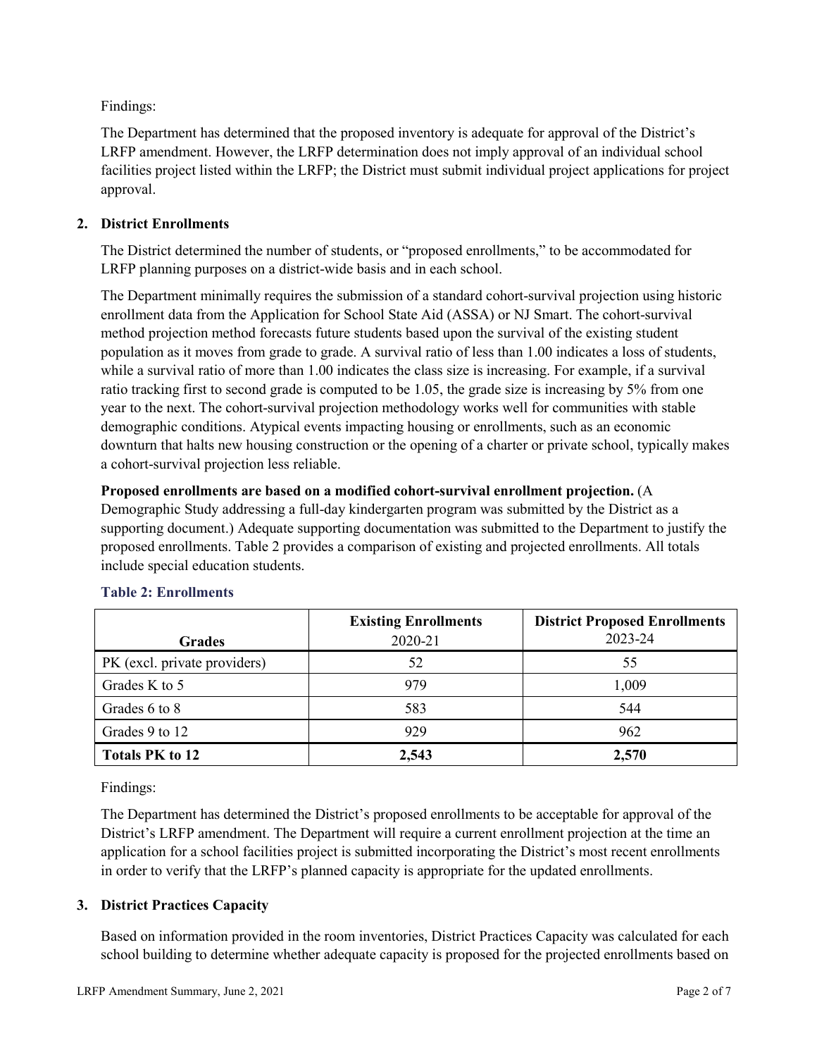Findings:

The Department has determined that the proposed inventory is adequate for approval of the District's LRFP amendment. However, the LRFP determination does not imply approval of an individual school facilities project listed within the LRFP; the District must submit individual project applications for project approval.

## 2. District Enrollments

The District determined the number of students, or "proposed enrollments," to be accommodated for LRFP planning purposes on a district-wide basis and in each school.

The Department minimally requires the submission of a standard cohort-survival projection using historic enrollment data from the Application for School State Aid (ASSA) or NJ Smart. The cohort-survival method projection method forecasts future students based upon the survival of the existing student population as it moves from grade to grade. A survival ratio of less than 1.00 indicates a loss of students, while a survival ratio of more than 1.00 indicates the class size is increasing. For example, if a survival ratio tracking first to second grade is computed to be 1.05, the grade size is increasing by 5% from one year to the next. The cohort-survival projection methodology works well for communities with stable demographic conditions. Atypical events impacting housing or enrollments, such as an economic downturn that halts new housing construction or the opening of a charter or private school, typically makes a cohort-survival projection less reliable.

**Proposed enrollments are based on a modified cohort-survival enrollment projection.** (A Demographic Study addressing a full-day kindergarten program was submitted by the District as a supporting document.) Adequate supporting documentation was submitted to the Department to justify the proposed enrollments. Table 2 provides a comparison of existing and projected enrollments. All totals include special education students.

### Table 2: Enrollments

| Grades | Existing Enrollments 2020-21 | District Proposed Enrollments 2023-24 |
|---|---|---|
| PK (excl. private providers) | 52 | 55 |
| Grades K to 5 | 979 | 1,009 |
| Grades 6 to 8 | 583 | 544 |
| Grades 9 to 12 | 929 | 962 |
| **Totals PK to 12** | **2,543** | **2,570** |

Findings:

The Department has determined the District's proposed enrollments to be acceptable for approval of the District's LRFP amendment. The Department will require a current enrollment projection at the time an application for a school facilities project is submitted incorporating the District's most recent enrollments in order to verify that the LRFP's planned capacity is appropriate for the updated enrollments.

## 3. District Practices Capacity

Based on information provided in the room inventories, District Practices Capacity was calculated for each school building to determine whether adequate capacity is proposed for the projected enrollments based on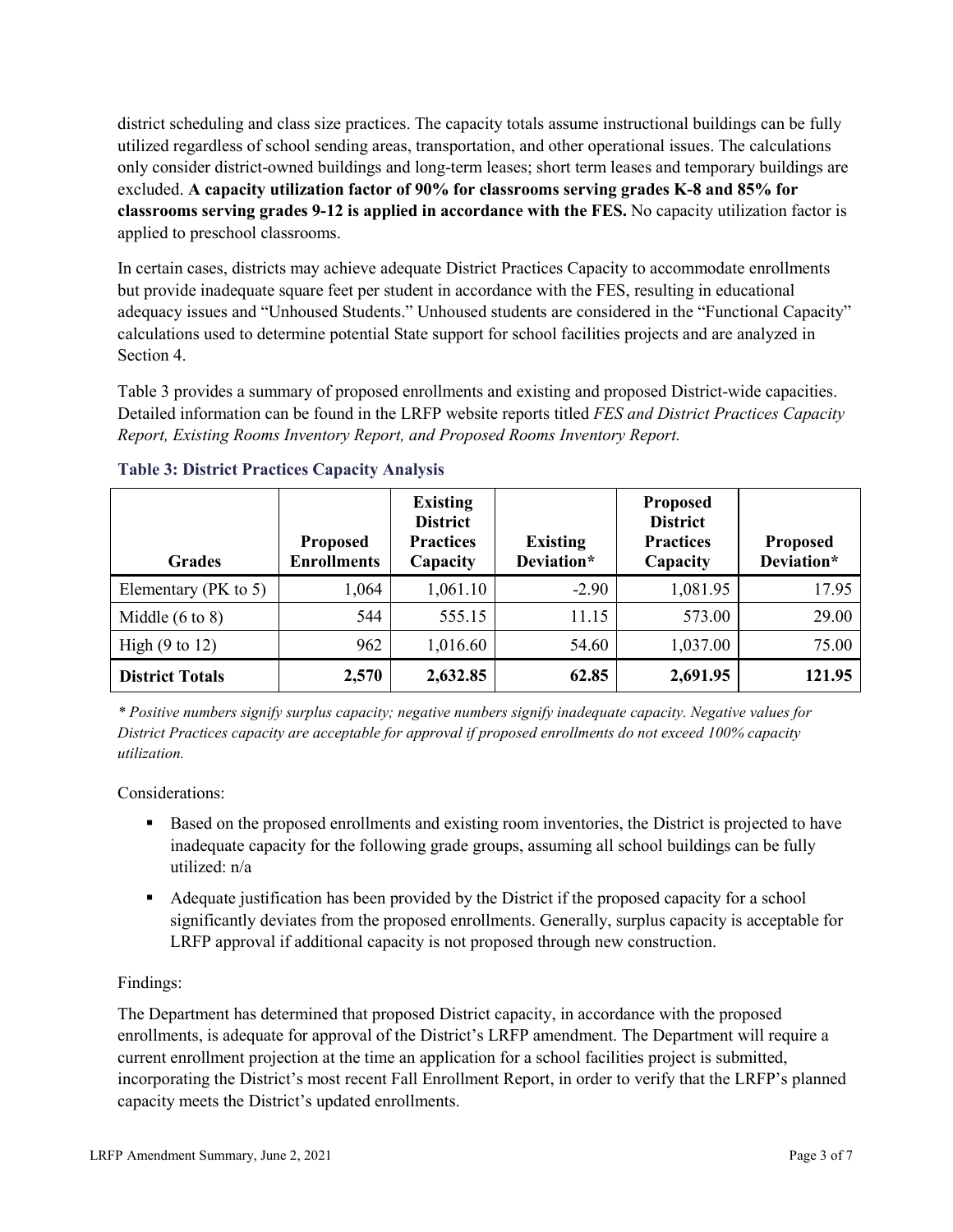district scheduling and class size practices. The capacity totals assume instructional buildings can be fully utilized regardless of school sending areas, transportation, and other operational issues. The calculations only consider district-owned buildings and long-term leases; short term leases and temporary buildings are excluded. **A capacity utilization factor of 90% for classrooms serving grades K-8 and 85% for classrooms serving grades 9-12 is applied in accordance with the FES.** No capacity utilization factor is applied to preschool classrooms.

In certain cases, districts may achieve adequate District Practices Capacity to accommodate enrollments but provide inadequate square feet per student in accordance with the FES, resulting in educational adequacy issues and "Unhoused Students." Unhoused students are considered in the "Functional Capacity" calculations used to determine potential State support for school facilities projects and are analyzed in Section 4.

Table 3 provides a summary of proposed enrollments and existing and proposed District-wide capacities. Detailed information can be found in the LRFP website reports titled *FES and District Practices Capacity Report, Existing Rooms Inventory Report, and Proposed Rooms Inventory Report.*

**Table 3: District Practices Capacity Analysis**

| Grades | Proposed Enrollments | Existing District Practices Capacity | Existing Deviation* | Proposed District Practices Capacity | Proposed Deviation* |
|---|---|---|---|---|---|
| Elementary (PK to 5) | 1,064 | 1,061.10 | -2.90 | 1,081.95 | 17.95 |
| Middle (6 to 8) | 544 | 555.15 | 11.15 | 573.00 | 29.00 |
| High (9 to 12) | 962 | 1,016.60 | 54.60 | 1,037.00 | 75.00 |
| **District Totals** | **2,570** | **2,632.85** | **62.85** | **2,691.95** | **121.95** |

*\* Positive numbers signify surplus capacity; negative numbers signify inadequate capacity. Negative values for District Practices capacity are acceptable for approval if proposed enrollments do not exceed 100% capacity utilization.*

Considerations:

- Based on the proposed enrollments and existing room inventories, the District is projected to have inadequate capacity for the following grade groups, assuming all school buildings can be fully utilized: n/a
- Adequate justification has been provided by the District if the proposed capacity for a school significantly deviates from the proposed enrollments. Generally, surplus capacity is acceptable for LRFP approval if additional capacity is not proposed through new construction.

Findings:

The Department has determined that proposed District capacity, in accordance with the proposed enrollments, is adequate for approval of the District's LRFP amendment. The Department will require a current enrollment projection at the time an application for a school facilities project is submitted, incorporating the District's most recent Fall Enrollment Report, in order to verify that the LRFP's planned capacity meets the District's updated enrollments.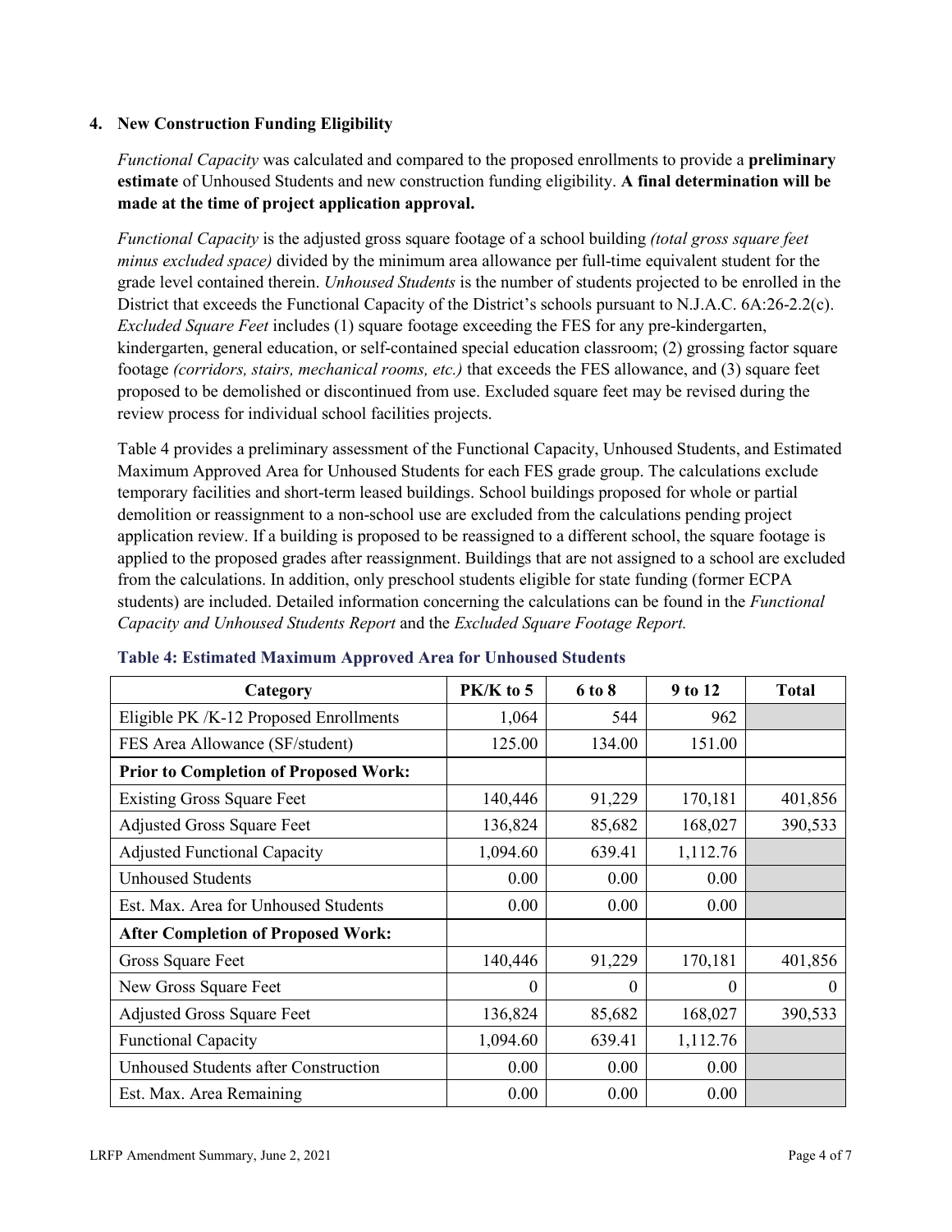### 4. New Construction Funding Eligibility

*Functional Capacity* was calculated and compared to the proposed enrollments to provide a **preliminary estimate** of Unhoused Students and new construction funding eligibility. **A final determination will be made at the time of project application approval.**

*Functional Capacity* is the adjusted gross square footage of a school building *(total gross square feet minus excluded space)* divided by the minimum area allowance per full-time equivalent student for the grade level contained therein. *Unhoused Students* is the number of students projected to be enrolled in the District that exceeds the Functional Capacity of the District's schools pursuant to N.J.A.C. 6A:26-2.2(c). *Excluded Square Feet* includes (1) square footage exceeding the FES for any pre-kindergarten, kindergarten, general education, or self-contained special education classroom; (2) grossing factor square footage *(corridors, stairs, mechanical rooms, etc.)* that exceeds the FES allowance, and (3) square feet proposed to be demolished or discontinued from use. Excluded square feet may be revised during the review process for individual school facilities projects.

Table 4 provides a preliminary assessment of the Functional Capacity, Unhoused Students, and Estimated Maximum Approved Area for Unhoused Students for each FES grade group. The calculations exclude temporary facilities and short-term leased buildings. School buildings proposed for whole or partial demolition or reassignment to a non-school use are excluded from the calculations pending project application review. If a building is proposed to be reassigned to a different school, the square footage is applied to the proposed grades after reassignment. Buildings that are not assigned to a school are excluded from the calculations. In addition, only preschool students eligible for state funding (former ECPA students) are included. Detailed information concerning the calculations can be found in the *Functional Capacity and Unhoused Students Report* and the *Excluded Square Footage Report.*

**Table 4: Estimated Maximum Approved Area for Unhoused Students**

| Category | PK/K to 5 | 6 to 8 | 9 to 12 | Total |
|---|---|---|---|---|
| Eligible PK /K-12 Proposed Enrollments | 1,064 | 544 | 962 | |
| FES Area Allowance (SF/student) | 125.00 | 134.00 | 151.00 | |
| **Prior to Completion of Proposed Work:** | | | | |
| Existing Gross Square Feet | 140,446 | 91,229 | 170,181 | 401,856 |
| Adjusted Gross Square Feet | 136,824 | 85,682 | 168,027 | 390,533 |
| Adjusted Functional Capacity | 1,094.60 | 639.41 | 1,112.76 | |
| Unhoused Students | 0.00 | 0.00 | 0.00 | |
| Est. Max. Area for Unhoused Students | 0.00 | 0.00 | 0.00 | |
| **After Completion of Proposed Work:** | | | | |
| Gross Square Feet | 140,446 | 91,229 | 170,181 | 401,856 |
| New Gross Square Feet | 0 | 0 | 0 | 0 |
| Adjusted Gross Square Feet | 136,824 | 85,682 | 168,027 | 390,533 |
| Functional Capacity | 1,094.60 | 639.41 | 1,112.76 | |
| Unhoused Students after Construction | 0.00 | 0.00 | 0.00 | |
| Est. Max. Area Remaining | 0.00 | 0.00 | 0.00 | |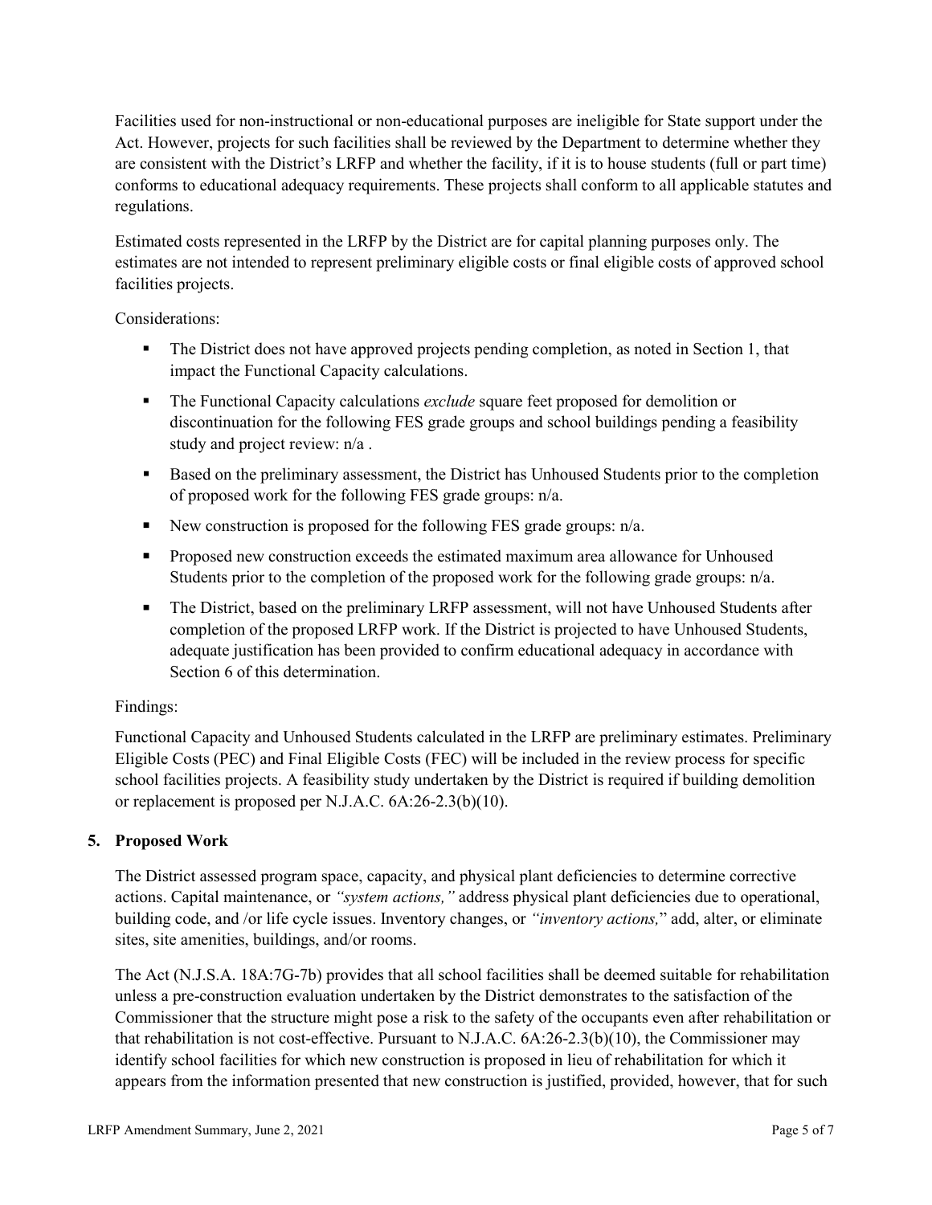Facilities used for non-instructional or non-educational purposes are ineligible for State support under the Act. However, projects for such facilities shall be reviewed by the Department to determine whether they are consistent with the District's LRFP and whether the facility, if it is to house students (full or part time) conforms to educational adequacy requirements. These projects shall conform to all applicable statutes and regulations.

Estimated costs represented in the LRFP by the District are for capital planning purposes only. The estimates are not intended to represent preliminary eligible costs or final eligible costs of approved school facilities projects.

Considerations:

- The District does not have approved projects pending completion, as noted in Section 1, that impact the Functional Capacity calculations.
- The Functional Capacity calculations *exclude* square feet proposed for demolition or discontinuation for the following FES grade groups and school buildings pending a feasibility study and project review: n/a .
- Based on the preliminary assessment, the District has Unhoused Students prior to the completion of proposed work for the following FES grade groups: n/a.
- New construction is proposed for the following FES grade groups: n/a.
- Proposed new construction exceeds the estimated maximum area allowance for Unhoused Students prior to the completion of the proposed work for the following grade groups: n/a.
- The District, based on the preliminary LRFP assessment, will not have Unhoused Students after completion of the proposed LRFP work. If the District is projected to have Unhoused Students, adequate justification has been provided to confirm educational adequacy in accordance with Section 6 of this determination.

Findings:

Functional Capacity and Unhoused Students calculated in the LRFP are preliminary estimates. Preliminary Eligible Costs (PEC) and Final Eligible Costs (FEC) will be included in the review process for specific school facilities projects. A feasibility study undertaken by the District is required if building demolition or replacement is proposed per N.J.A.C. 6A:26-2.3(b)(10).

## 5. Proposed Work

The District assessed program space, capacity, and physical plant deficiencies to determine corrective actions. Capital maintenance, or *"system actions,"* address physical plant deficiencies due to operational, building code, and /or life cycle issues. Inventory changes, or *"inventory actions,"* add, alter, or eliminate sites, site amenities, buildings, and/or rooms.

The Act (N.J.S.A. 18A:7G-7b) provides that all school facilities shall be deemed suitable for rehabilitation unless a pre-construction evaluation undertaken by the District demonstrates to the satisfaction of the Commissioner that the structure might pose a risk to the safety of the occupants even after rehabilitation or that rehabilitation is not cost-effective. Pursuant to N.J.A.C. 6A:26-2.3(b)(10), the Commissioner may identify school facilities for which new construction is proposed in lieu of rehabilitation for which it appears from the information presented that new construction is justified, provided, however, that for such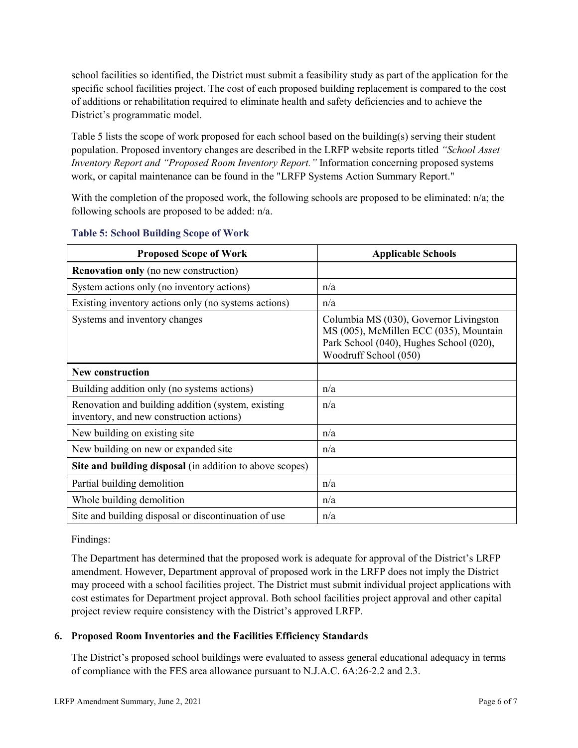school facilities so identified, the District must submit a feasibility study as part of the application for the specific school facilities project. The cost of each proposed building replacement is compared to the cost of additions or rehabilitation required to eliminate health and safety deficiencies and to achieve the District's programmatic model.

Table 5 lists the scope of work proposed for each school based on the building(s) serving their student population. Proposed inventory changes are described in the LRFP website reports titled *"School Asset Inventory Report and "Proposed Room Inventory Report."* Information concerning proposed systems work, or capital maintenance can be found in the "LRFP Systems Action Summary Report."

With the completion of the proposed work, the following schools are proposed to be eliminated: n/a; the following schools are proposed to be added: n/a.

### Table 5: School Building Scope of Work

| Proposed Scope of Work | Applicable Schools |
|---|---|
| **Renovation only** (no new construction) | |
| System actions only (no inventory actions) | n/a |
| Existing inventory actions only (no systems actions) | n/a |
| Systems and inventory changes | Columbia MS (030), Governor Livingston MS (005), McMillen ECC (035), Mountain Park School (040), Hughes School (020), Woodruff School (050) |
| **New construction** | |
| Building addition only (no systems actions) | n/a |
| Renovation and building addition (system, existing inventory, and new construction actions) | n/a |
| New building on existing site | n/a |
| New building on new or expanded site | n/a |
| **Site and building disposal** (in addition to above scopes) | |
| Partial building demolition | n/a |
| Whole building demolition | n/a |
| Site and building disposal or discontinuation of use | n/a |

Findings:

The Department has determined that the proposed work is adequate for approval of the District's LRFP amendment. However, Department approval of proposed work in the LRFP does not imply the District may proceed with a school facilities project. The District must submit individual project applications with cost estimates for Department project approval. Both school facilities project approval and other capital project review require consistency with the District's approved LRFP.

## 6. Proposed Room Inventories and the Facilities Efficiency Standards

The District's proposed school buildings were evaluated to assess general educational adequacy in terms of compliance with the FES area allowance pursuant to N.J.A.C. 6A:26-2.2 and 2.3.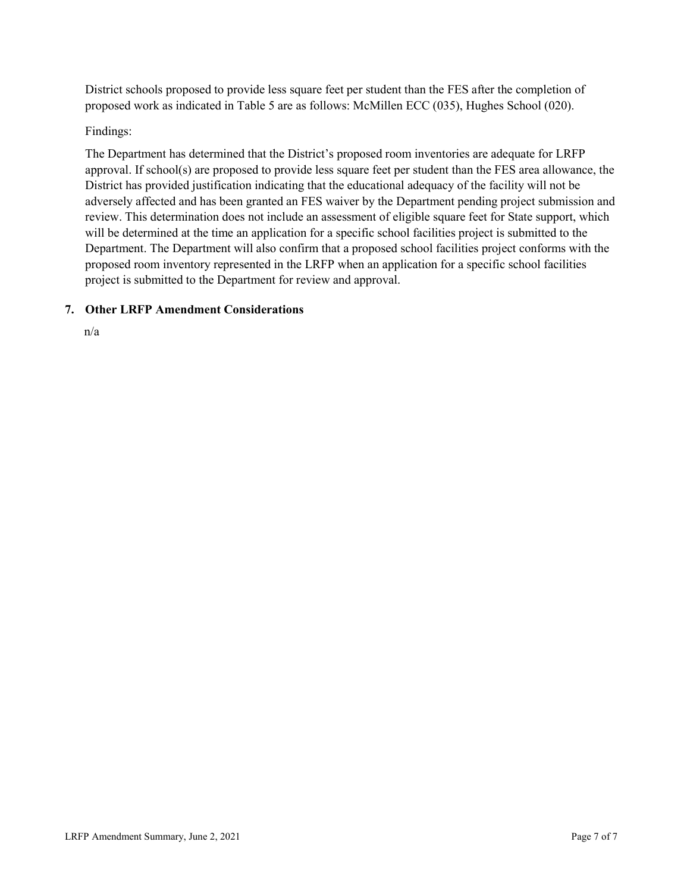District schools proposed to provide less square feet per student than the FES after the completion of proposed work as indicated in Table 5 are as follows: McMillen ECC (035), Hughes School (020).

Findings:

The Department has determined that the District's proposed room inventories are adequate for LRFP approval. If school(s) are proposed to provide less square feet per student than the FES area allowance, the District has provided justification indicating that the educational adequacy of the facility will not be adversely affected and has been granted an FES waiver by the Department pending project submission and review. This determination does not include an assessment of eligible square feet for State support, which will be determined at the time an application for a specific school facilities project is submitted to the Department. The Department will also confirm that a proposed school facilities project conforms with the proposed room inventory represented in the LRFP when an application for a specific school facilities project is submitted to the Department for review and approval.

## 7. Other LRFP Amendment Considerations

n/a